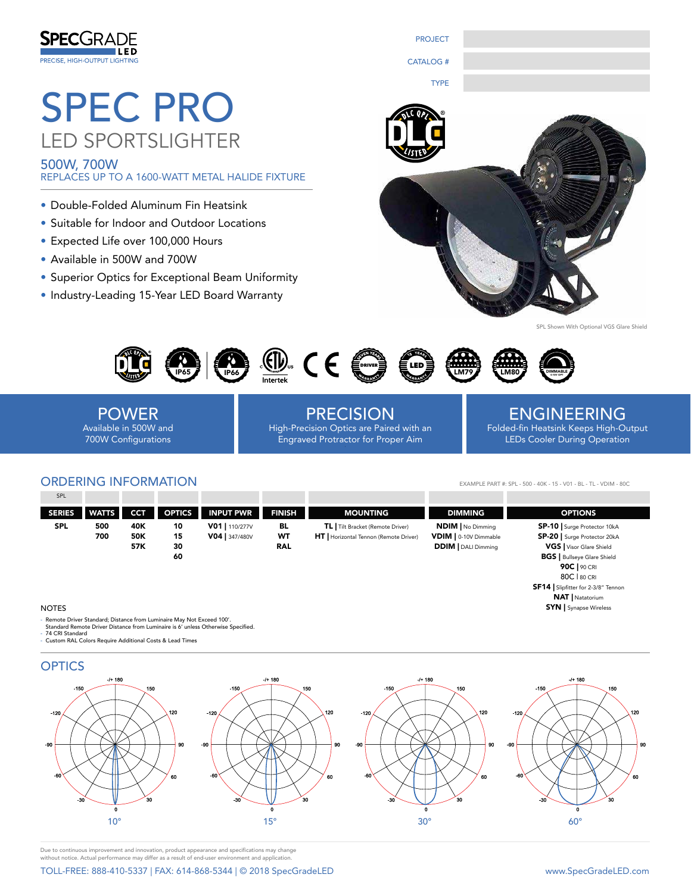SPECGRADE LED
PRECISE, HIGH-OUTPUT LIGHTING

PROJECT

CATALOG #

TYPE

# SPEC PRO

## LED SPORTSLIGHTER

### 500W, 700W

REPLACES UP TO A 1600-WATT METAL HALIDE FIXTURE

- Double-Folded Aluminum Fin Heatsink
- Suitable for Indoor and Outdoor Locations
- Expected Life over 100,000 Hours
- Available in 500W and 700W
- Superior Optics for Exceptional Beam Uniformity
- Industry-Leading 15-Year LED Board Warranty

SPL Shown With Optional VGS Glare Shield

## POWER
Available in 500W and 700W Configurations

## PRECISION
High-Precision Optics are Paired with an Engraved Protractor for Proper Aim

## ENGINEERING
Folded-fin Heatsink Keeps High-Output LEDs Cooler During Operation

## ORDERING INFORMATION

EXAMPLE PART #: SPL - 500 - 40K - 15 - V01 - BL - TL - VDIM - 80C

| SERIES | WATTS | CCT | OPTICS | INPUT PWR | FINISH | MOUNTING | DIMMING | OPTIONS |
|---|---|---|---|---|---|---|---|---|
| SPL | | | | | | | | |
| SPL | 500 | 40K | 10 | **V01** \| 110/277V | BL | **TL** \| Tilt Bracket (Remote Driver) | **NDIM** \| No Dimming | **SP-10** \| Surge Protector 10kA |
| | 700 | 50K | 15 | **V04** \| 347/480V | WT | **HT** \| Horizontal Tennon (Remote Driver) | **VDIM** \| 0-10V Dimmable | **SP-20** \| Surge Protector 20kA |
| | | 57K | 30 | | RAL | | **DDIM** \| DALI Dimming | **VGS** \| Visor Glare Shield |
| | | | 60 | | | | | **BGS** \| Bullseye Glare Shield |
| | | | | | | | | **90C** \| 90 CRI |
| | | | | | | | | 80C \| 80 CRI |
| | | | | | | | | **SF14** \| Slipfitter for 2-3/8" Tennon |
| | | | | | | | | **NAT** \| Natatorium |
| | | | | | | | | **SYN** \| Synapse Wireless |

NOTES
- Remote Driver Standard; Distance from Luminaire May Not Exceed 100'. Standard Remote Driver Distance from Luminaire is 6' unless Otherwise Specified.
- 74 CRI Standard
- Custom RAL Colors Require Additional Costs & Lead Times

## OPTICS

10° | 15° | 30° | 60°

Due to continuous improvement and innovation, product appearance and specifications may change without notice. Actual performance may differ as a result of end-user environment and application.

TOLL-FREE: 888-410-5337 | FAX: 614-868-5344 | © 2018 SpecGradeLED    www.SpecGradeLED.com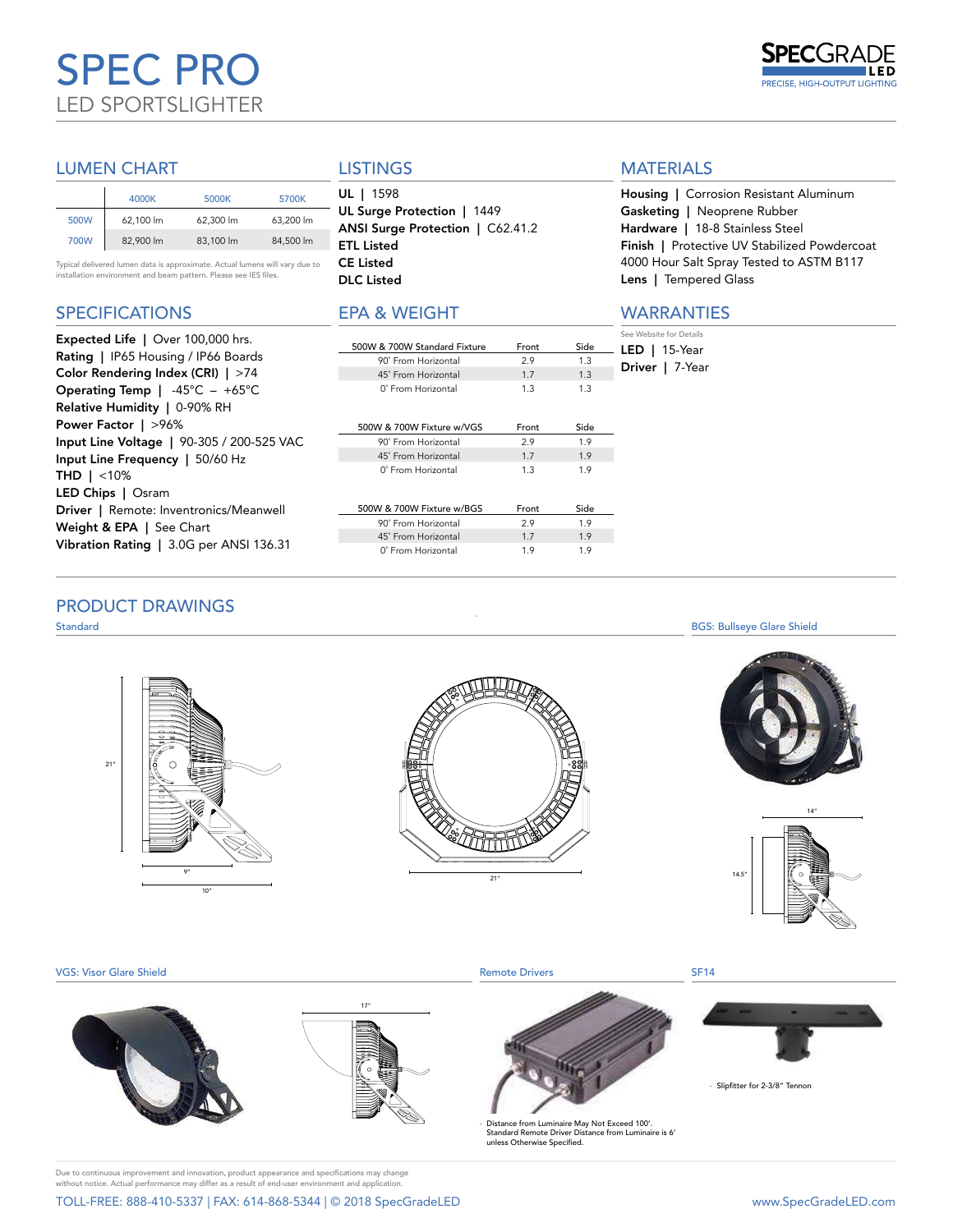# SPEC PRO

LED SPORTSLIGHTER

SPECGRADE LED
PRECISE, HIGH-OUTPUT LIGHTING

## LUMEN CHART

| | 4000K | 5000K | 5700K |
|---|---|---|---|
| 500W | 62,100 lm | 62,300 lm | 63,200 lm |
| 700W | 82,900 lm | 83,100 lm | 84,500 lm |

Typical delivered lumen data is approximate. Actual lumens will vary due to installation environment and beam pattern. Please see IES files.

## SPECIFICATIONS

**Expected Life** | Over 100,000 hrs.
**Rating** | IP65 Housing / IP66 Boards
**Color Rendering Index (CRI)** | >74
**Operating Temp** | -45°C – +65°C
**Relative Humidity** | 0-90% RH
**Power Factor** | >96%
**Input Line Voltage** | 90-305 / 200-525 VAC
**Input Line Frequency** | 50/60 Hz
**THD** | <10%
**LED Chips** | Osram
**Driver** | Remote: Inventronics/Meanwell
**Weight & EPA** | See Chart
**Vibration Rating** | 3.0G per ANSI 136.31

## LISTINGS

**UL** | 1598
**UL Surge Protection** | 1449
**ANSI Surge Protection** | C62.41.2
**ETL Listed**
**CE Listed**
**DLC Listed**

## EPA & WEIGHT

| 500W & 700W Standard Fixture | Front | Side |
|---|---|---|
| 90° From Horizontal | 2.9 | 1.3 |
| 45° From Horizontal | 1.7 | 1.3 |
| 0° From Horizontal | 1.3 | 1.3 |

| 500W & 700W Fixture w/VGS | Front | Side |
|---|---|---|
| 90° From Horizontal | 2.9 | 1.9 |
| 45° From Horizontal | 1.7 | 1.9 |
| 0° From Horizontal | 1.3 | 1.9 |

| 500W & 700W Fixture w/BGS | Front | Side |
|---|---|---|
| 90° From Horizontal | 2.9 | 1.9 |
| 45° From Horizontal | 1.7 | 1.9 |
| 0° From Horizontal | 1.9 | 1.9 |

## MATERIALS

**Housing** | Corrosion Resistant Aluminum
**Gasketing** | Neoprene Rubber
**Hardware** | 18-8 Stainless Steel
**Finish** | Protective UV Stabilized Powdercoat
4000 Hour Salt Spray Tested to ASTM B117
**Lens** | Tempered Glass

## WARRANTIES

See Website for Details

**LED** | 15-Year
**Driver** | 7-Year

## PRODUCT DRAWINGS

Standard

21"
9"
10"
21"

BGS: Bullseye Glare Shield

14"
14.5"

VGS: Visor Glare Shield

17"

Remote Drivers

- Distance from Luminaire May Not Exceed 100'. Standard Remote Driver Distance from Luminaire is 6' unless Otherwise Specified.

SF14

- Slipfitter for 2-3/8" Tennon

Due to continuous improvement and innovation, product appearance and specifications may change without notice. Actual performance may differ as a result of end-user environment and application.

TOLL-FREE: 888-410-5337 | FAX: 614-868-5344 | © 2018 SpecGradeLED www.SpecGradeLED.com